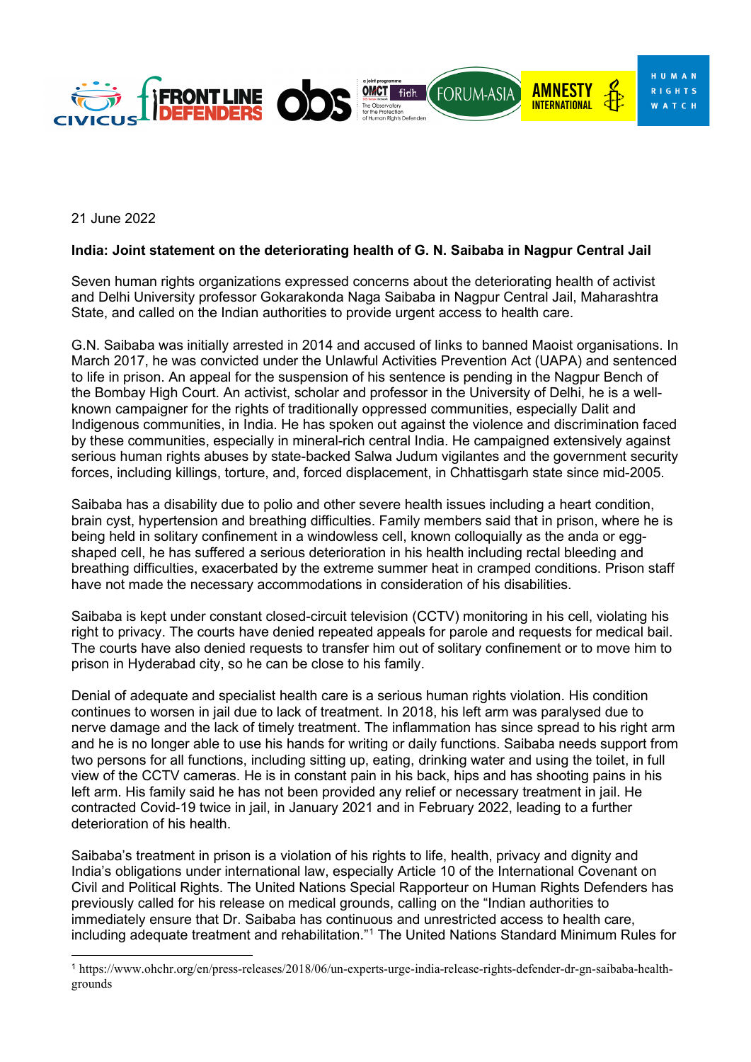21 June 2022

**India: Joint statement on the deteriorating health of G. N. Saibaba in Nagpur Central Jail**

Seven human rights organizations expressed concerns about the deteriorating health of activist and Delhi University professor Gokarakonda Naga Saibaba in Nagpur Central Jail, Maharashtra State, and called on the Indian authorities to provide urgent access to health care.

G.N. Saibaba was initially arrested in 2014 and accused of links to banned Maoist organisations. In March 2017, he was convicted under the Unlawful Activities Prevention Act (UAPA) and sentenced to life in prison. An appeal for the suspension of his sentence is pending in the Nagpur Bench of the Bombay High Court. An activist, scholar and professor in the University of Delhi, he is a well-known campaigner for the rights of traditionally oppressed communities, especially Dalit and Indigenous communities, in India. He has spoken out against the violence and discrimination faced by these communities, especially in mineral-rich central India. He campaigned extensively against serious human rights abuses by state-backed Salwa Judum vigilantes and the government security forces, including killings, torture, and, forced displacement, in Chhattisgarh state since mid-2005.

Saibaba has a disability due to polio and other severe health issues including a heart condition, brain cyst, hypertension and breathing difficulties. Family members said that in prison, where he is being held in solitary confinement in a windowless cell, known colloquially as the anda or egg-shaped cell, he has suffered a serious deterioration in his health including rectal bleeding and breathing difficulties, exacerbated by the extreme summer heat in cramped conditions. Prison staff have not made the necessary accommodations in consideration of his disabilities.

Saibaba is kept under constant closed-circuit television (CCTV) monitoring in his cell, violating his right to privacy. The courts have denied repeated appeals for parole and requests for medical bail. The courts have also denied requests to transfer him out of solitary confinement or to move him to prison in Hyderabad city, so he can be close to his family.

Denial of adequate and specialist health care is a serious human rights violation. His condition continues to worsen in jail due to lack of treatment. In 2018, his left arm was paralysed due to nerve damage and the lack of timely treatment. The inflammation has since spread to his right arm and he is no longer able to use his hands for writing or daily functions. Saibaba needs support from two persons for all functions, including sitting up, eating, drinking water and using the toilet, in full view of the CCTV cameras. He is in constant pain in his back, hips and has shooting pains in his left arm. His family said he has not been provided any relief or necessary treatment in jail. He contracted Covid-19 twice in jail, in January 2021 and in February 2022, leading to a further deterioration of his health.

Saibaba's treatment in prison is a violation of his rights to life, health, privacy and dignity and India's obligations under international law, especially Article 10 of the International Covenant on Civil and Political Rights. The United Nations Special Rapporteur on Human Rights Defenders has previously called for his release on medical grounds, calling on the "Indian authorities to immediately ensure that Dr. Saibaba has continuous and unrestricted access to health care, including adequate treatment and rehabilitation."[1] The United Nations Standard Minimum Rules for

---

[1] https://www.ohchr.org/en/press-releases/2018/06/un-experts-urge-india-release-rights-defender-dr-gn-saibaba-health-grounds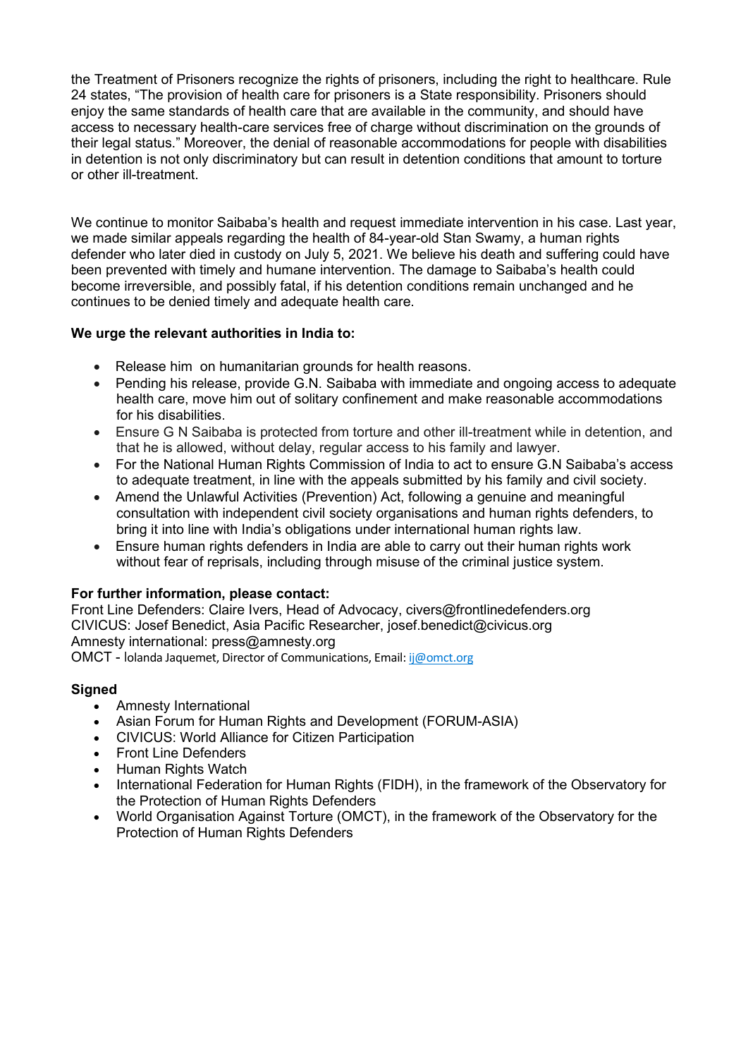the Treatment of Prisoners recognize the rights of prisoners, including the right to healthcare. Rule 24 states, "The provision of health care for prisoners is a State responsibility. Prisoners should enjoy the same standards of health care that are available in the community, and should have access to necessary health-care services free of charge without discrimination on the grounds of their legal status." Moreover, the denial of reasonable accommodations for people with disabilities in detention is not only discriminatory but can result in detention conditions that amount to torture or other ill-treatment.

We continue to monitor Saibaba's health and request immediate intervention in his case. Last year, we made similar appeals regarding the health of 84-year-old Stan Swamy, a human rights defender who later died in custody on July 5, 2021. We believe his death and suffering could have been prevented with timely and humane intervention. The damage to Saibaba's health could become irreversible, and possibly fatal, if his detention conditions remain unchanged and he continues to be denied timely and adequate health care.

**We urge the relevant authorities in India to:**

- Release him on humanitarian grounds for health reasons.
- Pending his release, provide G.N. Saibaba with immediate and ongoing access to adequate health care, move him out of solitary confinement and make reasonable accommodations for his disabilities.
- Ensure G N Saibaba is protected from torture and other ill-treatment while in detention, and that he is allowed, without delay, regular access to his family and lawyer.
- For the National Human Rights Commission of India to act to ensure G.N Saibaba's access to adequate treatment, in line with the appeals submitted by his family and civil society.
- Amend the Unlawful Activities (Prevention) Act, following a genuine and meaningful consultation with independent civil society organisations and human rights defenders, to bring it into line with India's obligations under international human rights law.
- Ensure human rights defenders in India are able to carry out their human rights work without fear of reprisals, including through misuse of the criminal justice system.

**For further information, please contact:**

Front Line Defenders: Claire Ivers, Head of Advocacy, civers@frontlinedefenders.org
CIVICUS: Josef Benedict, Asia Pacific Researcher, josef.benedict@civicus.org
Amnesty international: press@amnesty.org
OMCT - Iolanda Jaquemet, Director of Communications, Email: ij@omct.org

**Signed**

- Amnesty International
- Asian Forum for Human Rights and Development (FORUM-ASIA)
- CIVICUS: World Alliance for Citizen Participation
- Front Line Defenders
- Human Rights Watch
- International Federation for Human Rights (FIDH), in the framework of the Observatory for the Protection of Human Rights Defenders
- World Organisation Against Torture (OMCT), in the framework of the Observatory for the Protection of Human Rights Defenders